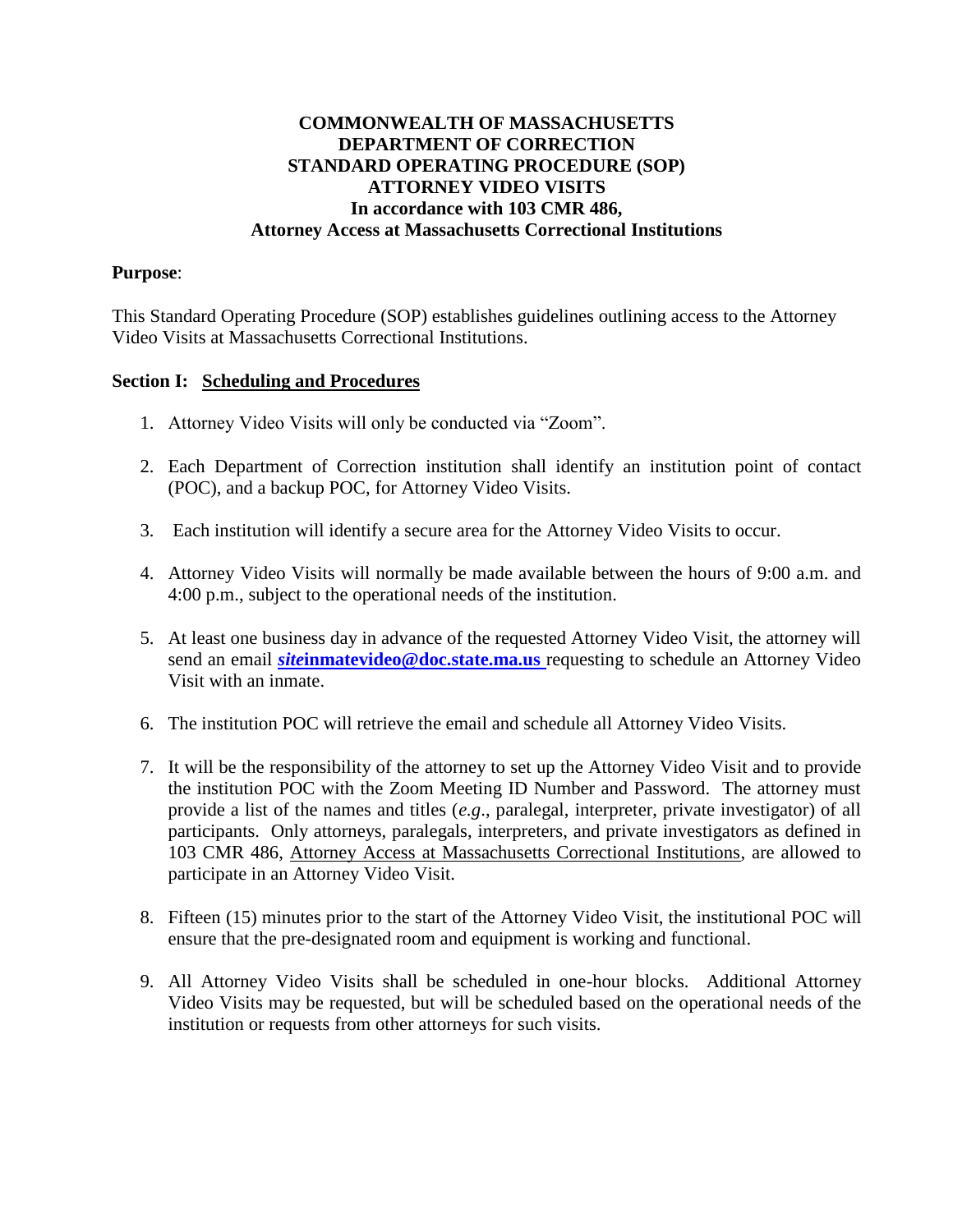**COMMONWEALTH OF MASSACHUSETTS**
**DEPARTMENT OF CORRECTION**
**STANDARD OPERATING PROCEDURE (SOP)**
**ATTORNEY VIDEO VISITS**
**In accordance with 103 CMR 486,**
**Attorney Access at Massachusetts Correctional Institutions**

**Purpose**:

This Standard Operating Procedure (SOP) establishes guidelines outlining access to the Attorney Video Visits at Massachusetts Correctional Institutions.

**Section I: Scheduling and Procedures**

1. Attorney Video Visits will only be conducted via "Zoom".

2. Each Department of Correction institution shall identify an institution point of contact (POC), and a backup POC, for Attorney Video Visits.

3. Each institution will identify a secure area for the Attorney Video Visits to occur.

4. Attorney Video Visits will normally be made available between the hours of 9:00 a.m. and 4:00 p.m., subject to the operational needs of the institution.

5. At least one business day in advance of the requested Attorney Video Visit, the attorney will send an email ***site*inmatevideo@doc.state.ma.us** requesting to schedule an Attorney Video Visit with an inmate.

6. The institution POC will retrieve the email and schedule all Attorney Video Visits.

7. It will be the responsibility of the attorney to set up the Attorney Video Visit and to provide the institution POC with the Zoom Meeting ID Number and Password. The attorney must provide a list of the names and titles (*e.g*., paralegal, interpreter, private investigator) of all participants. Only attorneys, paralegals, interpreters, and private investigators as defined in 103 CMR 486, Attorney Access at Massachusetts Correctional Institutions, are allowed to participate in an Attorney Video Visit.

8. Fifteen (15) minutes prior to the start of the Attorney Video Visit, the institutional POC will ensure that the pre-designated room and equipment is working and functional.

9. All Attorney Video Visits shall be scheduled in one-hour blocks. Additional Attorney Video Visits may be requested, but will be scheduled based on the operational needs of the institution or requests from other attorneys for such visits.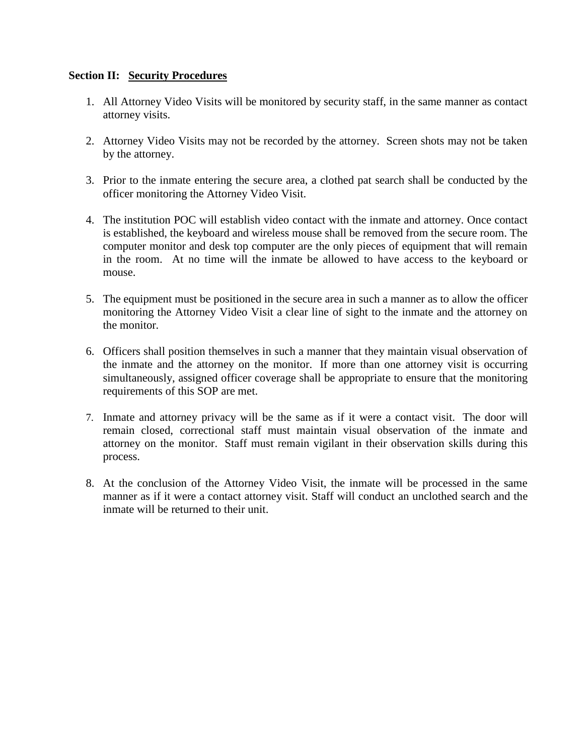**Section II: Security Procedures**

1. All Attorney Video Visits will be monitored by security staff, in the same manner as contact attorney visits.

2. Attorney Video Visits may not be recorded by the attorney. Screen shots may not be taken by the attorney.

3. Prior to the inmate entering the secure area, a clothed pat search shall be conducted by the officer monitoring the Attorney Video Visit.

4. The institution POC will establish video contact with the inmate and attorney. Once contact is established, the keyboard and wireless mouse shall be removed from the secure room. The computer monitor and desk top computer are the only pieces of equipment that will remain in the room. At no time will the inmate be allowed to have access to the keyboard or mouse.

5. The equipment must be positioned in the secure area in such a manner as to allow the officer monitoring the Attorney Video Visit a clear line of sight to the inmate and the attorney on the monitor.

6. Officers shall position themselves in such a manner that they maintain visual observation of the inmate and the attorney on the monitor. If more than one attorney visit is occurring simultaneously, assigned officer coverage shall be appropriate to ensure that the monitoring requirements of this SOP are met.

7. Inmate and attorney privacy will be the same as if it were a contact visit. The door will remain closed, correctional staff must maintain visual observation of the inmate and attorney on the monitor. Staff must remain vigilant in their observation skills during this process.

8. At the conclusion of the Attorney Video Visit, the inmate will be processed in the same manner as if it were a contact attorney visit. Staff will conduct an unclothed search and the inmate will be returned to their unit.